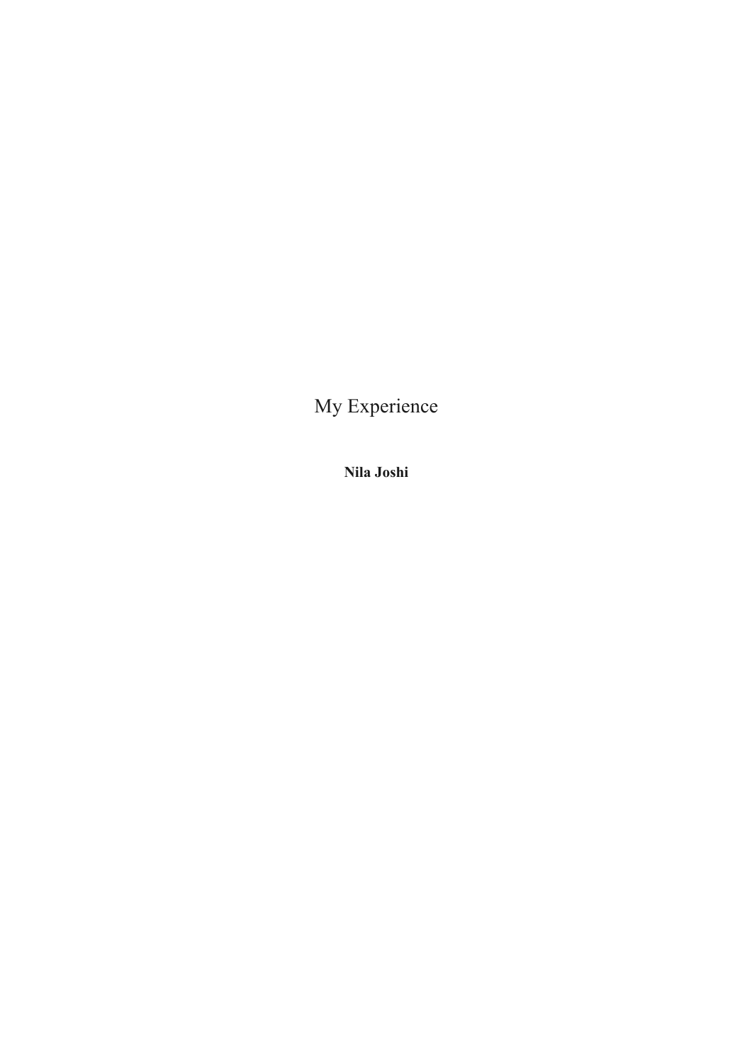# My Experience

**Nila Joshi**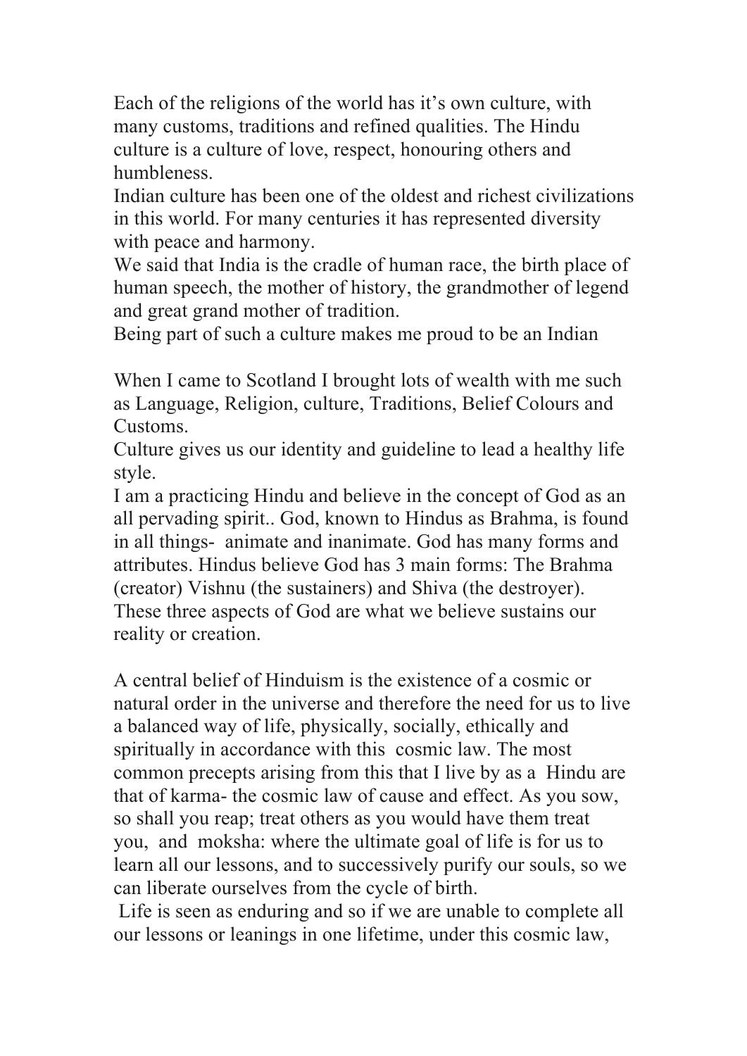Each of the religions of the world has it's own culture, with many customs, traditions and refined qualities. The Hindu culture is a culture of love, respect, honouring others and humbleness.
Indian culture has been one of the oldest and richest civilizations in this world. For many centuries it has represented diversity with peace and harmony.
We said that India is the cradle of human race, the birth place of human speech, the mother of history, the grandmother of legend and great grand mother of tradition.
Being part of such a culture makes me proud to be an Indian

When I came to Scotland I brought lots of wealth with me such as Language, Religion, culture, Traditions, Belief Colours and Customs.
Culture gives us our identity and guideline to lead a healthy life style.
I am a practicing Hindu and believe in the concept of God as an all pervading spirit.. God, known to Hindus as Brahma, is found in all things- animate and inanimate. God has many forms and attributes. Hindus believe God has 3 main forms: The Brahma (creator) Vishnu (the sustainers) and Shiva (the destroyer). These three aspects of God are what we believe sustains our reality or creation.

A central belief of Hinduism is the existence of a cosmic or natural order in the universe and therefore the need for us to live a balanced way of life, physically, socially, ethically and spiritually in accordance with this cosmic law. The most common precepts arising from this that I live by as a Hindu are that of karma- the cosmic law of cause and effect. As you sow, so shall you reap; treat others as you would have them treat you, and moksha: where the ultimate goal of life is for us to learn all our lessons, and to successively purify our souls, so we can liberate ourselves from the cycle of birth.
Life is seen as enduring and so if we are unable to complete all our lessons or leanings in one lifetime, under this cosmic law,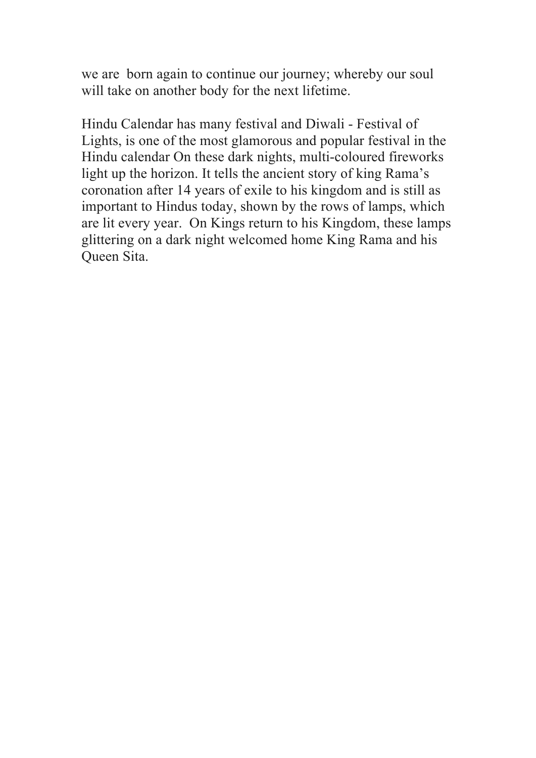we are  born again to continue our journey; whereby our soul will take on another body for the next lifetime.

Hindu Calendar has many festival and Diwali - Festival of Lights, is one of the most glamorous and popular festival in the Hindu calendar On these dark nights, multi-coloured fireworks light up the horizon. It tells the ancient story of king Rama's coronation after 14 years of exile to his kingdom and is still as important to Hindus today, shown by the rows of lamps, which are lit every year.  On Kings return to his Kingdom, these lamps glittering on a dark night welcomed home King Rama and his Queen Sita.